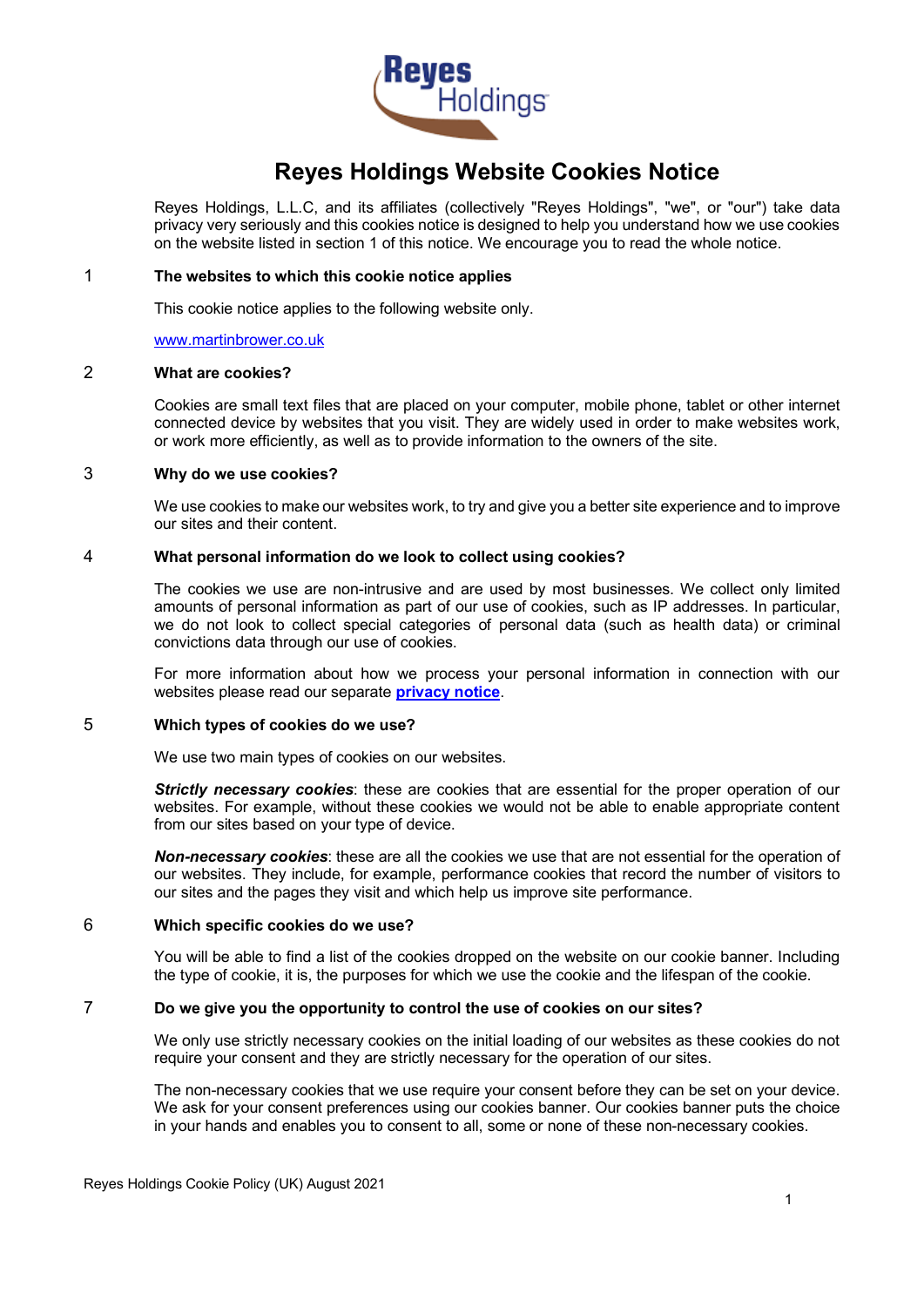# Reyes Holdings Website Cookies Notice

Reyes Holdings, L.L.C, and its affiliates (collectively "Reyes Holdings", "we", or "our") take data privacy very seriously and this cookies notice is designed to help you understand how we use cookies on the website listed in section 1 of this notice. We encourage you to read the whole notice.

## 1 The websites to which this cookie notice applies

This cookie notice applies to the following website only.

www.martinbrower.co.uk

## 2 What are cookies?

Cookies are small text files that are placed on your computer, mobile phone, tablet or other internet connected device by websites that you visit. They are widely used in order to make websites work, or work more efficiently, as well as to provide information to the owners of the site.

## 3 Why do we use cookies?

We use cookies to make our websites work, to try and give you a better site experience and to improve our sites and their content.

## 4 What personal information do we look to collect using cookies?

The cookies we use are non-intrusive and are used by most businesses. We collect only limited amounts of personal information as part of our use of cookies, such as IP addresses. In particular, we do not look to collect special categories of personal data (such as health data) or criminal convictions data through our use of cookies.

For more information about how we process your personal information in connection with our websites please read our separate **privacy notice**.

## 5 Which types of cookies do we use?

We use two main types of cookies on our websites.

***Strictly necessary cookies***: these are cookies that are essential for the proper operation of our websites. For example, without these cookies we would not be able to enable appropriate content from our sites based on your type of device.

***Non-necessary cookies***: these are all the cookies we use that are not essential for the operation of our websites. They include, for example, performance cookies that record the number of visitors to our sites and the pages they visit and which help us improve site performance.

## 6 Which specific cookies do we use?

You will be able to find a list of the cookies dropped on the website on our cookie banner. Including the type of cookie, it is, the purposes for which we use the cookie and the lifespan of the cookie.

## 7 Do we give you the opportunity to control the use of cookies on our sites?

We only use strictly necessary cookies on the initial loading of our websites as these cookies do not require your consent and they are strictly necessary for the operation of our sites.

The non-necessary cookies that we use require your consent before they can be set on your device. We ask for your consent preferences using our cookies banner. Our cookies banner puts the choice in your hands and enables you to consent to all, some or none of these non-necessary cookies.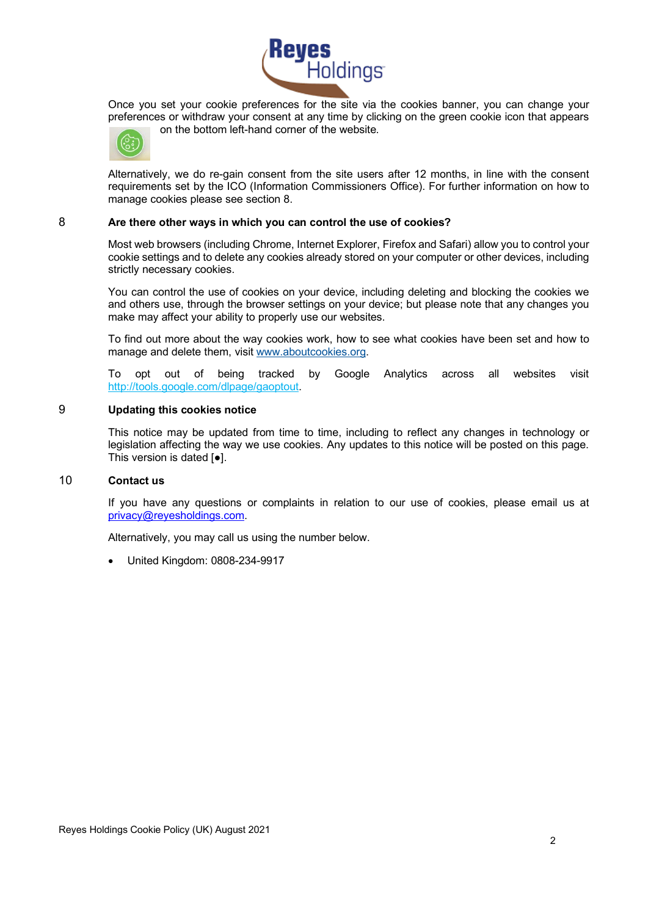Once you set your cookie preferences for the site via the cookies banner, you can change your preferences or withdraw your consent at any time by clicking on the green cookie icon that appears on the bottom left-hand corner of the website.

Alternatively, we do re-gain consent from the site users after 12 months, in line with the consent requirements set by the ICO (Information Commissioners Office). For further information on how to manage cookies please see section 8.

## 8 Are there other ways in which you can control the use of cookies?

Most web browsers (including Chrome, Internet Explorer, Firefox and Safari) allow you to control your cookie settings and to delete any cookies already stored on your computer or other devices, including strictly necessary cookies.

You can control the use of cookies on your device, including deleting and blocking the cookies we and others use, through the browser settings on your device; but please note that any changes you make may affect your ability to properly use our websites.

To find out more about the way cookies work, how to see what cookies have been set and how to manage and delete them, visit [www.aboutcookies.org](http://www.aboutcookies.org).

To opt out of being tracked by Google Analytics across all websites visit [http://tools.google.com/dlpage/gaoptout](http://tools.google.com/dlpage/gaoptout).

## 9 Updating this cookies notice

This notice may be updated from time to time, including to reflect any changes in technology or legislation affecting the way we use cookies. Any updates to this notice will be posted on this page. This version is dated [●].

## 10 Contact us

If you have any questions or complaints in relation to our use of cookies, please email us at [privacy@reyesholdings.com](mailto:privacy@reyesholdings.com).

Alternatively, you may call us using the number below.

- United Kingdom: 0808-234-9917